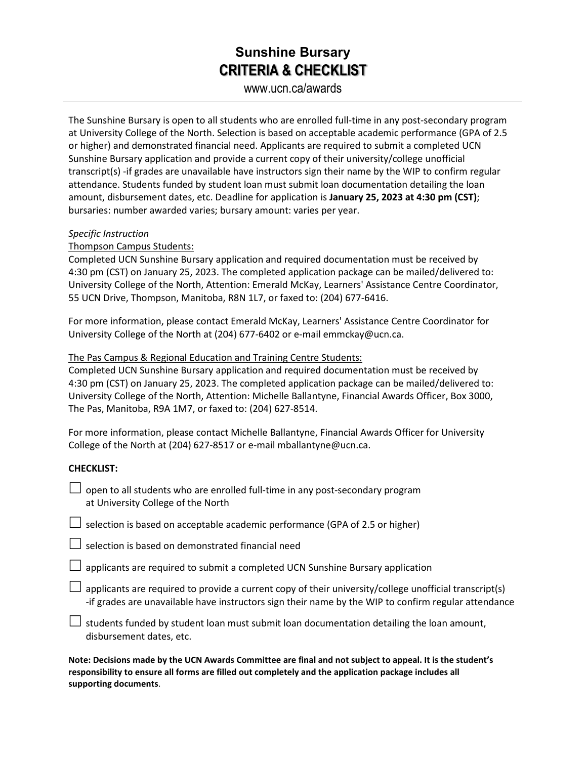# Sunshine Bursary
## CRITERIA & CHECKLIST

www.ucn.ca/awards

---

The Sunshine Bursary is open to all students who are enrolled full-time in any post-secondary program at University College of the North. Selection is based on acceptable academic performance (GPA of 2.5 or higher) and demonstrated financial need. Applicants are required to submit a completed UCN Sunshine Bursary application and provide a current copy of their university/college unofficial transcript(s) -if grades are unavailable have instructors sign their name by the WIP to confirm regular attendance. Students funded by student loan must submit loan documentation detailing the loan amount, disbursement dates, etc. Deadline for application is **January 25, 2023 at 4:30 pm (CST)**; bursaries: number awarded varies; bursary amount: varies per year.

*Specific Instruction*

Thompson Campus Students:

Completed UCN Sunshine Bursary application and required documentation must be received by 4:30 pm (CST) on January 25, 2023. The completed application package can be mailed/delivered to: University College of the North, Attention: Emerald McKay, Learners' Assistance Centre Coordinator, 55 UCN Drive, Thompson, Manitoba, R8N 1L7, or faxed to: (204) 677-6416.

For more information, please contact Emerald McKay, Learners' Assistance Centre Coordinator for University College of the North at (204) 677-6402 or e-mail emmckay@ucn.ca.

The Pas Campus & Regional Education and Training Centre Students:

Completed UCN Sunshine Bursary application and required documentation must be received by 4:30 pm (CST) on January 25, 2023. The completed application package can be mailed/delivered to: University College of the North, Attention: Michelle Ballantyne, Financial Awards Officer, Box 3000, The Pas, Manitoba, R9A 1M7, or faxed to: (204) 627-8514.

For more information, please contact Michelle Ballantyne, Financial Awards Officer for University College of the North at (204) 627-8517 or e-mail mballantyne@ucn.ca.

**CHECKLIST:**

- ☐ open to all students who are enrolled full-time in any post-secondary program at University College of the North
- ☐ selection is based on acceptable academic performance (GPA of 2.5 or higher)
- ☐ selection is based on demonstrated financial need
- ☐ applicants are required to submit a completed UCN Sunshine Bursary application
- ☐ applicants are required to provide a current copy of their university/college unofficial transcript(s) -if grades are unavailable have instructors sign their name by the WIP to confirm regular attendance
- ☐ students funded by student loan must submit loan documentation detailing the loan amount, disbursement dates, etc.

**Note: Decisions made by the UCN Awards Committee are final and not subject to appeal. It is the student's responsibility to ensure all forms are filled out completely and the application package includes all supporting documents**.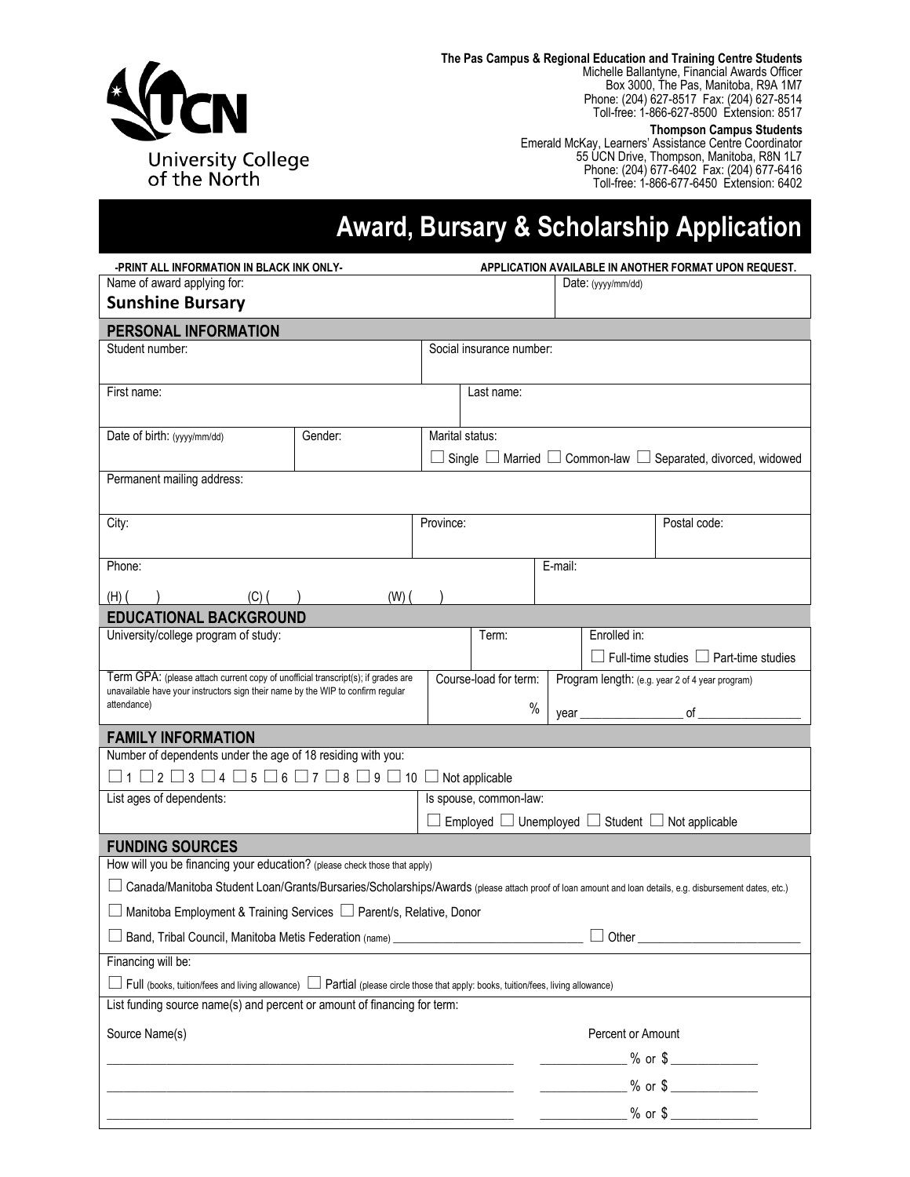University College of the North

**The Pas Campus & Regional Education and Training Centre Students**
Michelle Ballantyne, Financial Awards Officer
Box 3000, The Pas, Manitoba, R9A 1M7
Phone: (204) 627-8517 Fax: (204) 627-8514
Toll-free: 1-866-627-8500 Extension: 8517

**Thompson Campus Students**
Emerald McKay, Learners' Assistance Centre Coordinator
55 UCN Drive, Thompson, Manitoba, R8N 1L7
Phone: (204) 677-6402 Fax: (204) 677-6416
Toll-free: 1-866-677-6450 Extension: 6402

# Award, Bursary & Scholarship Application

**-PRINT ALL INFORMATION IN BLACK INK ONLY-** **APPLICATION AVAILABLE IN ANOTHER FORMAT UPON REQUEST.**

| Name of award applying for: | Date: (yyyy/mm/dd) |
|---|---|
| **Sunshine Bursary** | |

## PERSONAL INFORMATION

| Student number: | Social insurance number: |
|---|---|
| First name: | Last name: |

| Date of birth: (yyyy/mm/dd) | Gender: | Marital status: ☐ Single ☐ Married ☐ Common-law ☐ Separated, divorced, widowed |
|---|---|---|

Permanent mailing address:

| City: | Province: | Postal code: |
|---|---|---|

| Phone: (H) ( ) (C) ( ) (W) ( ) | E-mail: |
|---|---|

## EDUCATIONAL BACKGROUND

| University/college program of study: | Term: | Enrolled in: ☐ Full-time studies ☐ Part-time studies |
|---|---|---|
| Term GPA: (please attach current copy of unofficial transcript(s); if grades are unavailable have your instructors sign their name by the WIP to confirm regular attendance) | Course-load for term: % | Program length: (e.g. year 2 of 4 year program) year ________ of ________ |

## FAMILY INFORMATION

Number of dependents under the age of 18 residing with you:

☐ 1 ☐ 2 ☐ 3 ☐ 4 ☐ 5 ☐ 6 ☐ 7 ☐ 8 ☐ 9 ☐ 10 ☐ Not applicable

| List ages of dependents: | Is spouse, common-law: ☐ Employed ☐ Unemployed ☐ Student ☐ Not applicable |
|---|---|

## FUNDING SOURCES

How will you be financing your education? (please check those that apply)

☐ Canada/Manitoba Student Loan/Grants/Bursaries/Scholarships/Awards (please attach proof of loan amount and loan details, e.g. disbursement dates, etc.)

☐ Manitoba Employment & Training Services ☐ Parent/s, Relative, Donor

☐ Band, Tribal Council, Manitoba Metis Federation (name) ______________________________ ☐ Other ________________________

Financing will be:

☐ Full (books, tuition/fees and living allowance) ☐ Partial (please circle those that apply: books, tuition/fees, living allowance)

List funding source name(s) and percent or amount of financing for term:

| Source Name(s) | Percent or Amount |
|---|---|
| ______________________________ | ________ % or $ ________ |
| ______________________________ | ________ % or $ ________ |
| ______________________________ | ________ % or $ ________ |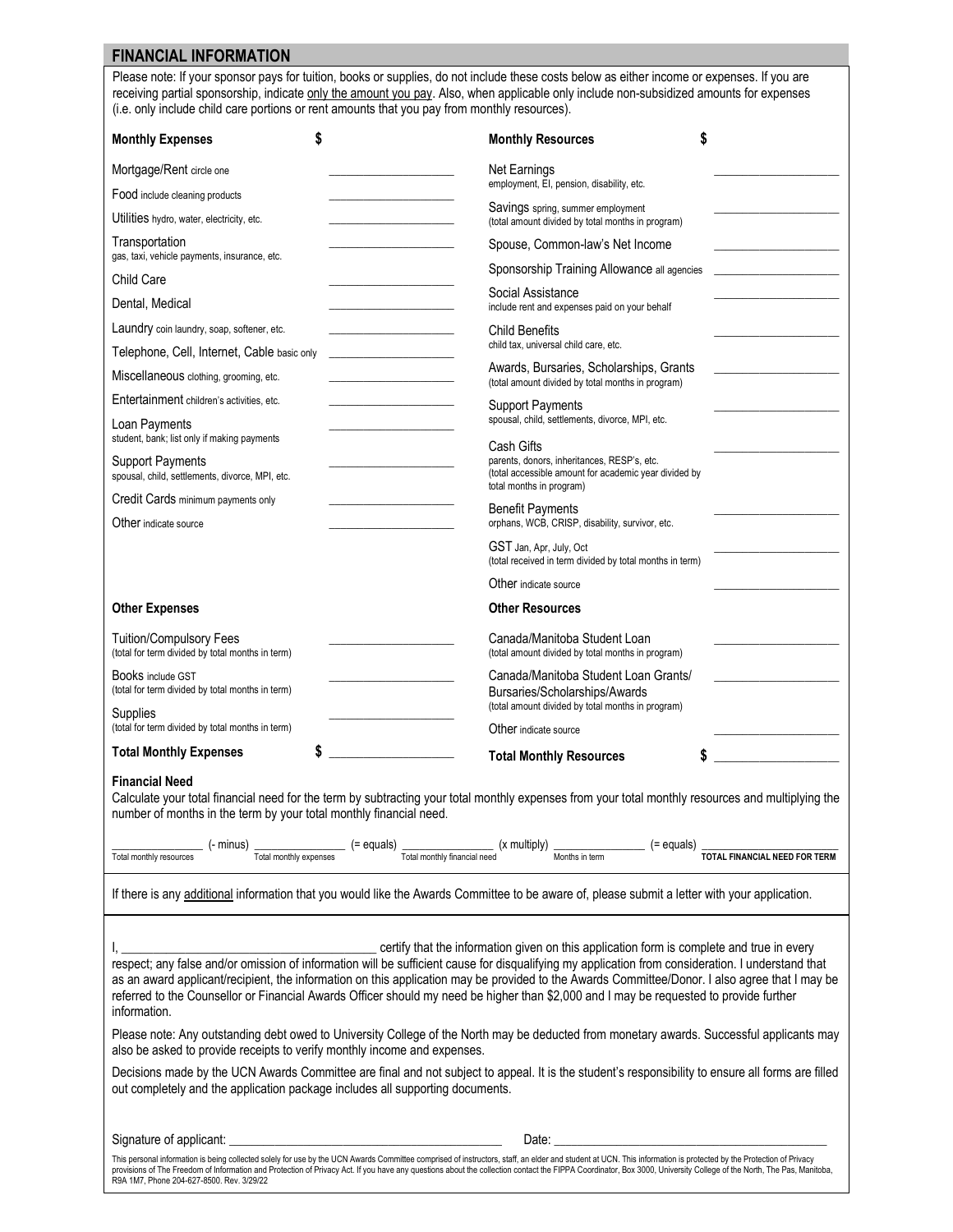## FINANCIAL INFORMATION

Please note: If your sponsor pays for tuition, books or supplies, do not include these costs below as either income or expenses. If you are receiving partial sponsorship, indicate only the amount you pay. Also, when applicable only include non-subsidized amounts for expenses (i.e. only include child care portions or rent amounts that you pay from monthly resources).

| Monthly Expenses | $ | Monthly Resources | $ |
|---|---|---|---|
| Mortgage/Rent circle one | ____________ | Net Earnings employment, EI, pension, disability, etc. | ____________ |
| Food include cleaning products | ____________ | Savings spring, summer employment (total amount divided by total months in program) | ____________ |
| Utilities hydro, water, electricity, etc. | ____________ | Spouse, Common-law's Net Income | ____________ |
| Transportation gas, taxi, vehicle payments, insurance, etc. | ____________ | Sponsorship Training Allowance all agencies | ____________ |
| Child Care | ____________ | Social Assistance include rent and expenses paid on your behalf | ____________ |
| Dental, Medical | ____________ | Child Benefits child tax, universal child care, etc. | ____________ |
| Laundry coin laundry, soap, softener, etc. | ____________ | Awards, Bursaries, Scholarships, Grants (total amount divided by total months in program) | ____________ |
| Telephone, Cell, Internet, Cable basic only | ____________ | Support Payments spousal, child, settlements, divorce, MPI, etc. | ____________ |
| Miscellaneous clothing, grooming, etc. | ____________ | Cash Gifts parents, donors, inheritances, RESP's, etc. (total accessible amount for academic year divided by total months in program) | ____________ |
| Entertainment children's activities, etc. | ____________ | Benefit Payments orphans, WCB, CRISP, disability, survivor, etc. | ____________ |
| Loan Payments student, bank; list only if making payments | ____________ | GST Jan, Apr, July, Oct (total received in term divided by total months in term) | ____________ |
| Support Payments spousal, child, settlements, divorce, MPI, etc. | ____________ | Other indicate source | ____________ |
| Credit Cards minimum payments only | ____________ | | |
| Other indicate source | ____________ | | |
| **Other Expenses** | | **Other Resources** | |
| Tuition/Compulsory Fees (total for term divided by total months in term) | ____________ | Canada/Manitoba Student Loan (total amount divided by total months in program) | ____________ |
| Books include GST (total for term divided by total months in term) | ____________ | Canada/Manitoba Student Loan Grants/ Bursaries/Scholarships/Awards (total amount divided by total months in program) | ____________ |
| Supplies (total for term divided by total months in term) | ____________ | Other indicate source | ____________ |
| **Total Monthly Expenses** | $ ____________ | **Total Monthly Resources** | $ ____________ |

**Financial Need**

Calculate your total financial need for the term by subtracting your total monthly expenses from your total monthly resources and multiplying the number of months in the term by your total monthly financial need.

____________ (- minus) ____________ (= equals) ____________ (x multiply) ____________ (= equals) ____________

Total monthly resources — Total monthly expenses — Total monthly financial need — Months in term — **TOTAL FINANCIAL NEED FOR TERM**

If there is any additional information that you would like the Awards Committee to be aware of, please submit a letter with your application.

I, ______________________________ certify that the information given on this application form is complete and true in every respect; any false and/or omission of information will be sufficient cause for disqualifying my application from consideration. I understand that as an award applicant/recipient, the information on this application may be provided to the Awards Committee/Donor. I also agree that I may be referred to the Counsellor or Financial Awards Officer should my need be higher than $2,000 and I may be requested to provide further information.

Please note: Any outstanding debt owed to University College of the North may be deducted from monetary awards. Successful applicants may also be asked to provide receipts to verify monthly income and expenses.

Decisions made by the UCN Awards Committee are final and not subject to appeal. It is the student's responsibility to ensure all forms are filled out completely and the application package includes all supporting documents.

Signature of applicant: ______________________________ Date: ______________________________

This personal information is being collected solely for use by the UCN Awards Committee comprised of instructors, staff, an elder and student at UCN. This information is protected by the Protection of Privacy provisions of The Freedom of Information and Protection of Privacy Act. If you have any questions about the collection contact the FIPPA Coordinator, Box 3000, University College of the North, The Pas, Manitoba, R9A 1M7, Phone 204-627-8500. Rev. 3/29/22